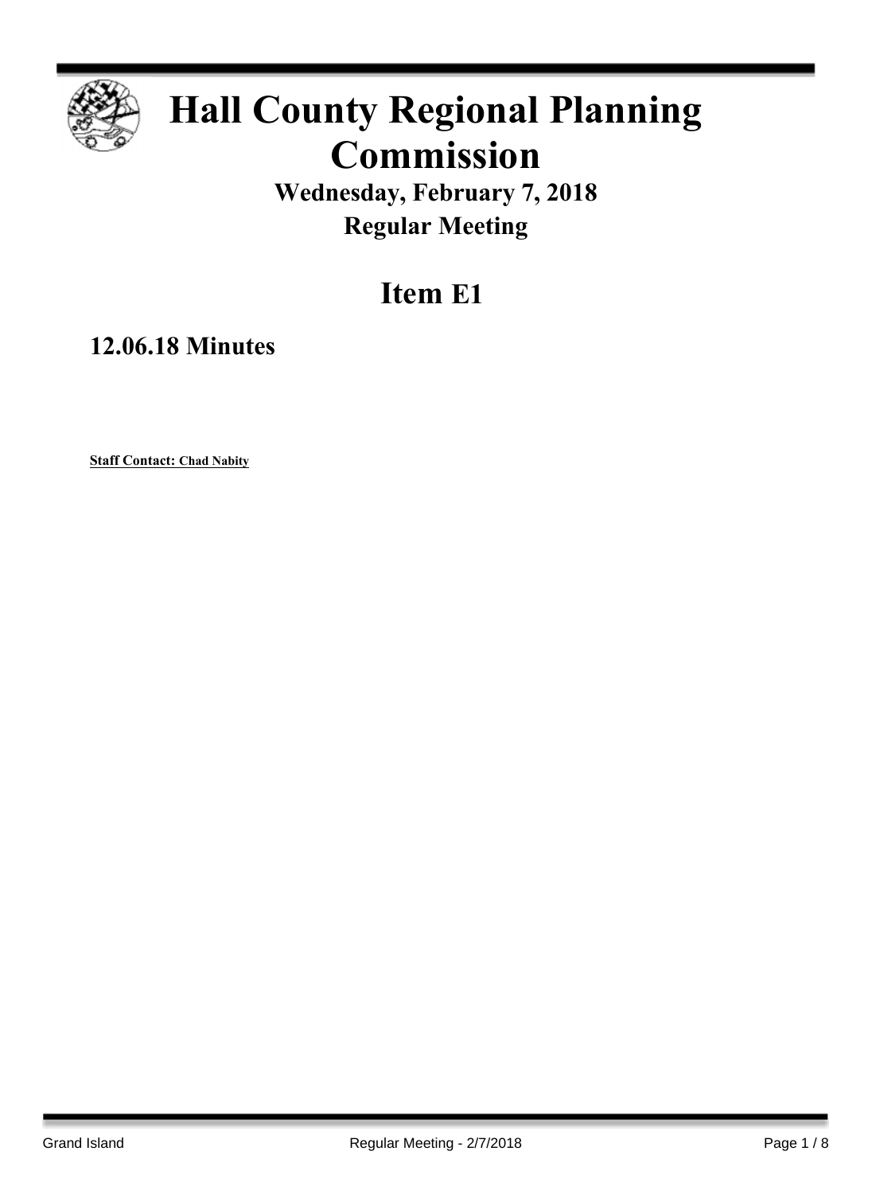# Hall County Regional Planning Commission

## Wednesday, February 7, 2018
## Regular Meeting

# Item E1

### 12.06.18 Minutes

**Staff Contact: Chad Nabity**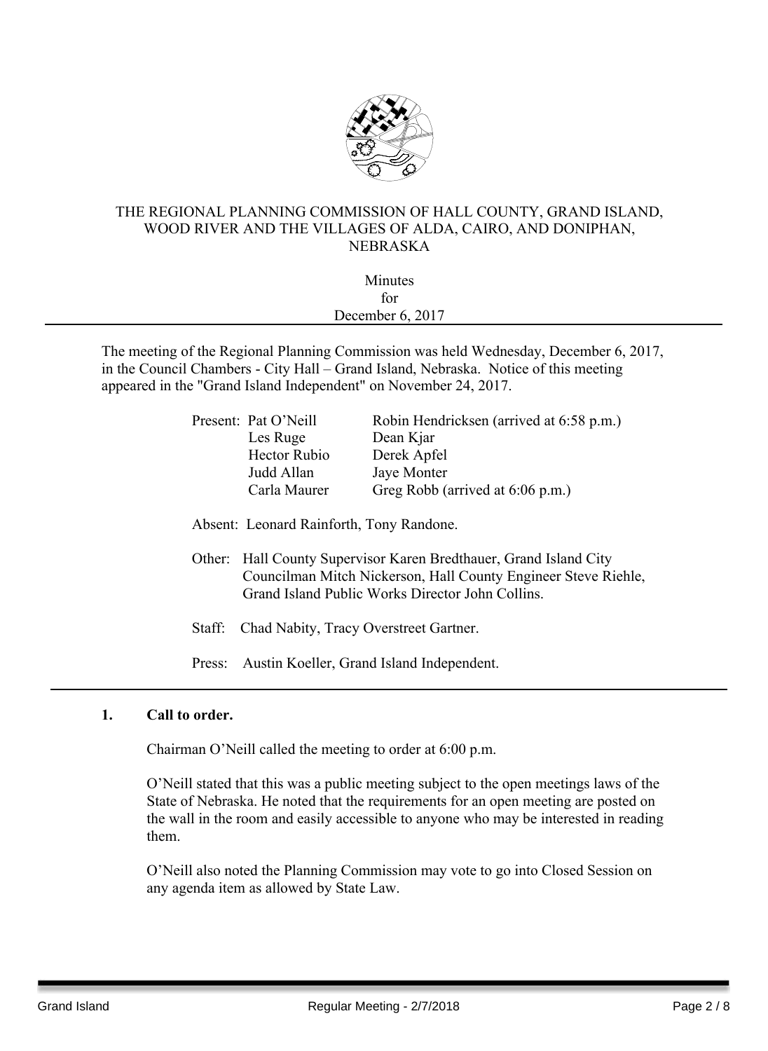THE REGIONAL PLANNING COMMISSION OF HALL COUNTY, GRAND ISLAND, WOOD RIVER AND THE VILLAGES OF ALDA, CAIRO, AND DONIPHAN, NEBRASKA

Minutes
for
December 6, 2017

---

The meeting of the Regional Planning Commission was held Wednesday, December 6, 2017, in the Council Chambers - City Hall – Grand Island, Nebraska. Notice of this meeting appeared in the "Grand Island Independent" on November 24, 2017.

Present: Pat O'Neill, Robin Hendricksen (arrived at 6:58 p.m.), Les Ruge, Dean Kjar, Hector Rubio, Derek Apfel, Judd Allan, Jaye Monter, Carla Maurer, Greg Robb (arrived at 6:06 p.m.)

Absent: Leonard Rainforth, Tony Randone.

Other: Hall County Supervisor Karen Bredthauer, Grand Island City Councilman Mitch Nickerson, Hall County Engineer Steve Riehle, Grand Island Public Works Director John Collins.

Staff: Chad Nabity, Tracy Overstreet Gartner.

Press: Austin Koeller, Grand Island Independent.

---

**1. Call to order.**

Chairman O'Neill called the meeting to order at 6:00 p.m.

O'Neill stated that this was a public meeting subject to the open meetings laws of the State of Nebraska. He noted that the requirements for an open meeting are posted on the wall in the room and easily accessible to anyone who may be interested in reading them.

O'Neill also noted the Planning Commission may vote to go into Closed Session on any agenda item as allowed by State Law.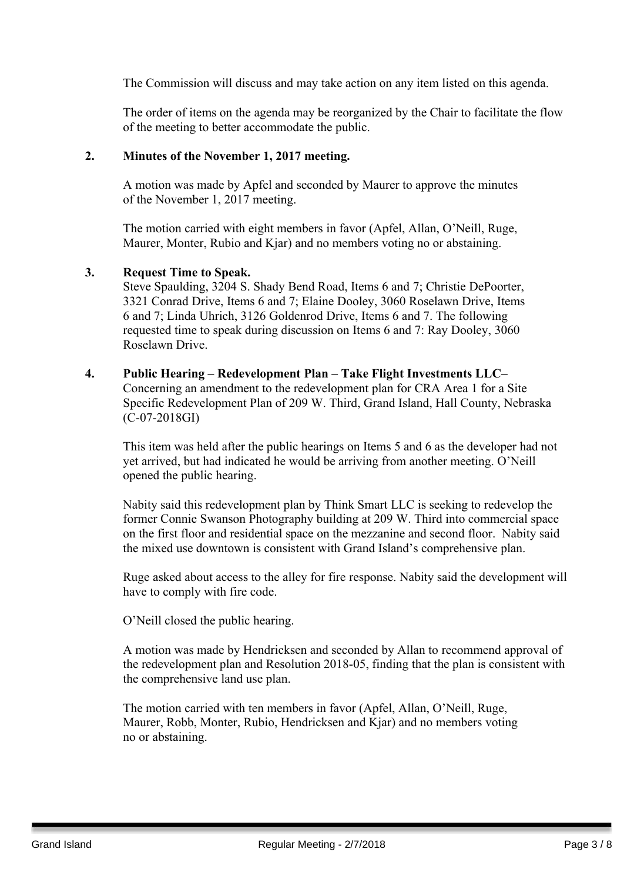The Commission will discuss and may take action on any item listed on this agenda.

The order of items on the agenda may be reorganized by the Chair to facilitate the flow of the meeting to better accommodate the public.

**2. Minutes of the November 1, 2017 meeting.**

A motion was made by Apfel and seconded by Maurer to approve the minutes of the November 1, 2017 meeting.

The motion carried with eight members in favor (Apfel, Allan, O'Neill, Ruge, Maurer, Monter, Rubio and Kjar) and no members voting no or abstaining.

**3. Request Time to Speak.**

Steve Spaulding, 3204 S. Shady Bend Road, Items 6 and 7; Christie DePoorter, 3321 Conrad Drive, Items 6 and 7; Elaine Dooley, 3060 Roselawn Drive, Items 6 and 7; Linda Uhrich, 3126 Goldenrod Drive, Items 6 and 7. The following requested time to speak during discussion on Items 6 and 7: Ray Dooley, 3060 Roselawn Drive.

**4. Public Hearing – Redevelopment Plan – Take Flight Investments LLC–**

Concerning an amendment to the redevelopment plan for CRA Area 1 for a Site Specific Redevelopment Plan of 209 W. Third, Grand Island, Hall County, Nebraska (C-07-2018GI)

This item was held after the public hearings on Items 5 and 6 as the developer had not yet arrived, but had indicated he would be arriving from another meeting. O'Neill opened the public hearing.

Nabity said this redevelopment plan by Think Smart LLC is seeking to redevelop the former Connie Swanson Photography building at 209 W. Third into commercial space on the first floor and residential space on the mezzanine and second floor. Nabity said the mixed use downtown is consistent with Grand Island's comprehensive plan.

Ruge asked about access to the alley for fire response. Nabity said the development will have to comply with fire code.

O'Neill closed the public hearing.

A motion was made by Hendricksen and seconded by Allan to recommend approval of the redevelopment plan and Resolution 2018-05, finding that the plan is consistent with the comprehensive land use plan.

The motion carried with ten members in favor (Apfel, Allan, O'Neill, Ruge, Maurer, Robb, Monter, Rubio, Hendricksen and Kjar) and no members voting no or abstaining.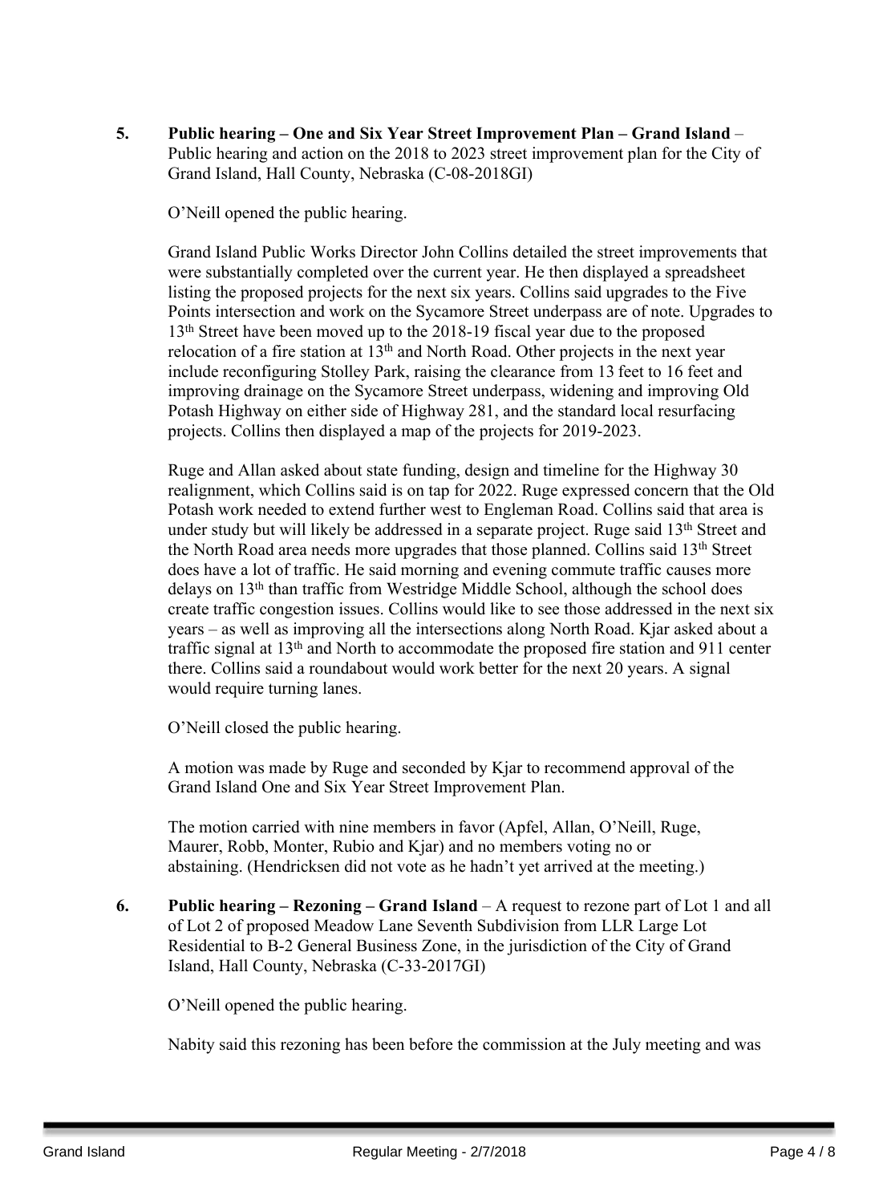**5. Public hearing – One and Six Year Street Improvement Plan – Grand Island** – Public hearing and action on the 2018 to 2023 street improvement plan for the City of Grand Island, Hall County, Nebraska (C-08-2018GI)

O'Neill opened the public hearing.

Grand Island Public Works Director John Collins detailed the street improvements that were substantially completed over the current year. He then displayed a spreadsheet listing the proposed projects for the next six years. Collins said upgrades to the Five Points intersection and work on the Sycamore Street underpass are of note. Upgrades to 13th Street have been moved up to the 2018-19 fiscal year due to the proposed relocation of a fire station at 13th and North Road. Other projects in the next year include reconfiguring Stolley Park, raising the clearance from 13 feet to 16 feet and improving drainage on the Sycamore Street underpass, widening and improving Old Potash Highway on either side of Highway 281, and the standard local resurfacing projects. Collins then displayed a map of the projects for 2019-2023.

Ruge and Allan asked about state funding, design and timeline for the Highway 30 realignment, which Collins said is on tap for 2022. Ruge expressed concern that the Old Potash work needed to extend further west to Engleman Road. Collins said that area is under study but will likely be addressed in a separate project. Ruge said 13th Street and the North Road area needs more upgrades that those planned. Collins said 13th Street does have a lot of traffic. He said morning and evening commute traffic causes more delays on 13th than traffic from Westridge Middle School, although the school does create traffic congestion issues. Collins would like to see those addressed in the next six years – as well as improving all the intersections along North Road. Kjar asked about a traffic signal at 13th and North to accommodate the proposed fire station and 911 center there. Collins said a roundabout would work better for the next 20 years. A signal would require turning lanes.

O'Neill closed the public hearing.

A motion was made by Ruge and seconded by Kjar to recommend approval of the Grand Island One and Six Year Street Improvement Plan.

The motion carried with nine members in favor (Apfel, Allan, O'Neill, Ruge, Maurer, Robb, Monter, Rubio and Kjar) and no members voting no or abstaining. (Hendricksen did not vote as he hadn't yet arrived at the meeting.)

**6. Public hearing – Rezoning – Grand Island** – A request to rezone part of Lot 1 and all of Lot 2 of proposed Meadow Lane Seventh Subdivision from LLR Large Lot Residential to B-2 General Business Zone, in the jurisdiction of the City of Grand Island, Hall County, Nebraska (C-33-2017GI)

O'Neill opened the public hearing.

Nabity said this rezoning has been before the commission at the July meeting and was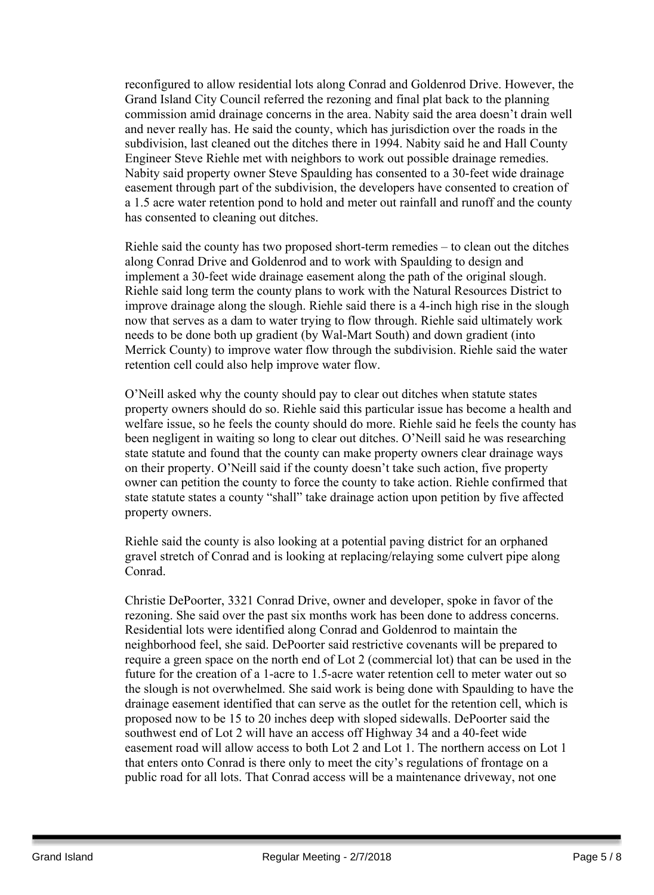reconfigured to allow residential lots along Conrad and Goldenrod Drive. However, the Grand Island City Council referred the rezoning and final plat back to the planning commission amid drainage concerns in the area. Nabity said the area doesn't drain well and never really has. He said the county, which has jurisdiction over the roads in the subdivision, last cleaned out the ditches there in 1994. Nabity said he and Hall County Engineer Steve Riehle met with neighbors to work out possible drainage remedies. Nabity said property owner Steve Spaulding has consented to a 30-feet wide drainage easement through part of the subdivision, the developers have consented to creation of a 1.5 acre water retention pond to hold and meter out rainfall and runoff and the county has consented to cleaning out ditches.

Riehle said the county has two proposed short-term remedies – to clean out the ditches along Conrad Drive and Goldenrod and to work with Spaulding to design and implement a 30-feet wide drainage easement along the path of the original slough. Riehle said long term the county plans to work with the Natural Resources District to improve drainage along the slough. Riehle said there is a 4-inch high rise in the slough now that serves as a dam to water trying to flow through. Riehle said ultimately work needs to be done both up gradient (by Wal-Mart South) and down gradient (into Merrick County) to improve water flow through the subdivision. Riehle said the water retention cell could also help improve water flow.

O'Neill asked why the county should pay to clear out ditches when statute states property owners should do so. Riehle said this particular issue has become a health and welfare issue, so he feels the county should do more. Riehle said he feels the county has been negligent in waiting so long to clear out ditches. O'Neill said he was researching state statute and found that the county can make property owners clear drainage ways on their property. O'Neill said if the county doesn't take such action, five property owner can petition the county to force the county to take action. Riehle confirmed that state statute states a county "shall" take drainage action upon petition by five affected property owners.

Riehle said the county is also looking at a potential paving district for an orphaned gravel stretch of Conrad and is looking at replacing/relaying some culvert pipe along Conrad.

Christie DePoorter, 3321 Conrad Drive, owner and developer, spoke in favor of the rezoning. She said over the past six months work has been done to address concerns. Residential lots were identified along Conrad and Goldenrod to maintain the neighborhood feel, she said. DePoorter said restrictive covenants will be prepared to require a green space on the north end of Lot 2 (commercial lot) that can be used in the future for the creation of a 1-acre to 1.5-acre water retention cell to meter water out so the slough is not overwhelmed. She said work is being done with Spaulding to have the drainage easement identified that can serve as the outlet for the retention cell, which is proposed now to be 15 to 20 inches deep with sloped sidewalls. DePoorter said the southwest end of Lot 2 will have an access off Highway 34 and a 40-feet wide easement road will allow access to both Lot 2 and Lot 1. The northern access on Lot 1 that enters onto Conrad is there only to meet the city's regulations of frontage on a public road for all lots. That Conrad access will be a maintenance driveway, not one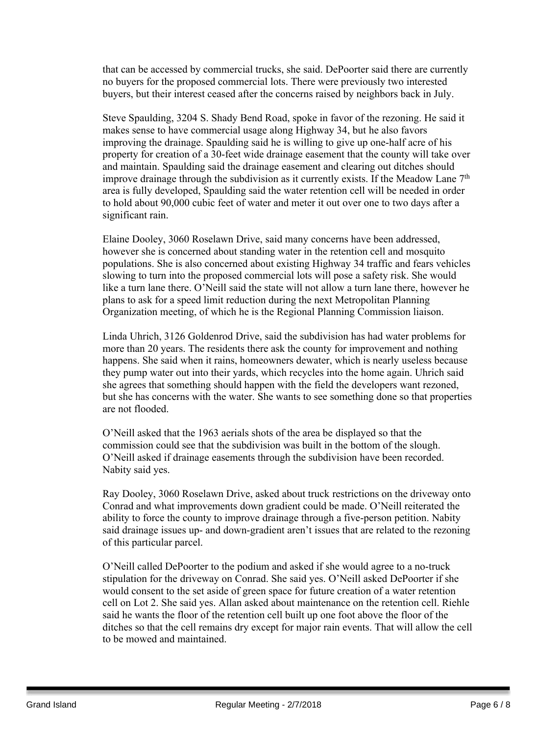that can be accessed by commercial trucks, she said. DePoorter said there are currently no buyers for the proposed commercial lots. There were previously two interested buyers, but their interest ceased after the concerns raised by neighbors back in July.

Steve Spaulding, 3204 S. Shady Bend Road, spoke in favor of the rezoning. He said it makes sense to have commercial usage along Highway 34, but he also favors improving the drainage. Spaulding said he is willing to give up one-half acre of his property for creation of a 30-feet wide drainage easement that the county will take over and maintain. Spaulding said the drainage easement and clearing out ditches should improve drainage through the subdivision as it currently exists. If the Meadow Lane 7th area is fully developed, Spaulding said the water retention cell will be needed in order to hold about 90,000 cubic feet of water and meter it out over one to two days after a significant rain.

Elaine Dooley, 3060 Roselawn Drive, said many concerns have been addressed, however she is concerned about standing water in the retention cell and mosquito populations. She is also concerned about existing Highway 34 traffic and fears vehicles slowing to turn into the proposed commercial lots will pose a safety risk. She would like a turn lane there. O'Neill said the state will not allow a turn lane there, however he plans to ask for a speed limit reduction during the next Metropolitan Planning Organization meeting, of which he is the Regional Planning Commission liaison.

Linda Uhrich, 3126 Goldenrod Drive, said the subdivision has had water problems for more than 20 years. The residents there ask the county for improvement and nothing happens. She said when it rains, homeowners dewater, which is nearly useless because they pump water out into their yards, which recycles into the home again. Uhrich said she agrees that something should happen with the field the developers want rezoned, but she has concerns with the water. She wants to see something done so that properties are not flooded.

O'Neill asked that the 1963 aerials shots of the area be displayed so that the commission could see that the subdivision was built in the bottom of the slough. O'Neill asked if drainage easements through the subdivision have been recorded. Nabity said yes.

Ray Dooley, 3060 Roselawn Drive, asked about truck restrictions on the driveway onto Conrad and what improvements down gradient could be made. O'Neill reiterated the ability to force the county to improve drainage through a five-person petition. Nabity said drainage issues up- and down-gradient aren't issues that are related to the rezoning of this particular parcel.

O'Neill called DePoorter to the podium and asked if she would agree to a no-truck stipulation for the driveway on Conrad. She said yes. O'Neill asked DePoorter if she would consent to the set aside of green space for future creation of a water retention cell on Lot 2. She said yes. Allan asked about maintenance on the retention cell. Riehle said he wants the floor of the retention cell built up one foot above the floor of the ditches so that the cell remains dry except for major rain events. That will allow the cell to be mowed and maintained.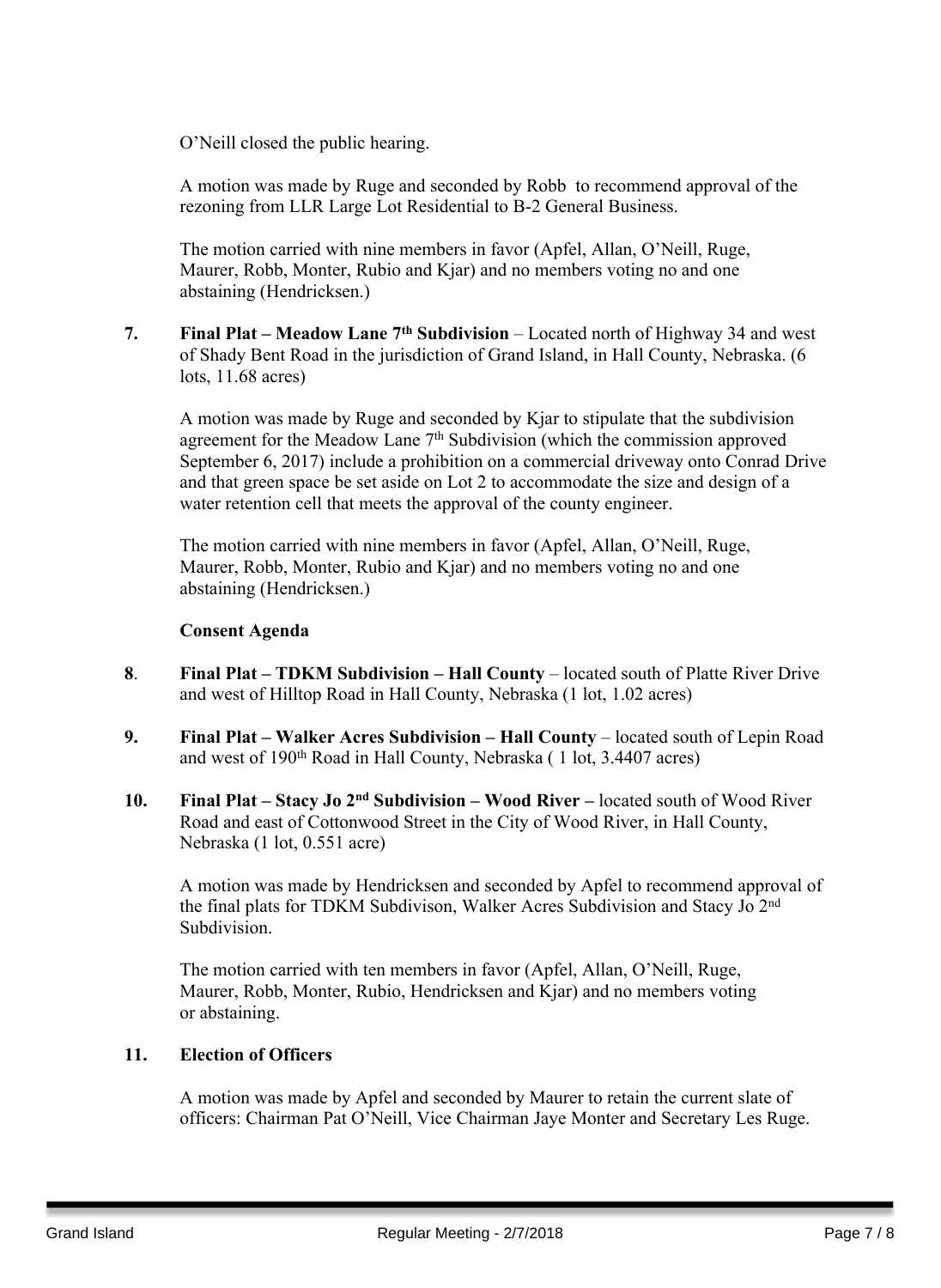O'Neill closed the public hearing.

A motion was made by Ruge and seconded by Robb to recommend approval of the rezoning from LLR Large Lot Residential to B-2 General Business.

The motion carried with nine members in favor (Apfel, Allan, O'Neill, Ruge, Maurer, Robb, Monter, Rubio and Kjar) and no members voting no and one abstaining (Hendricksen.)

**7. Final Plat – Meadow Lane 7th Subdivision** – Located north of Highway 34 and west of Shady Bent Road in the jurisdiction of Grand Island, in Hall County, Nebraska. (6 lots, 11.68 acres)

A motion was made by Ruge and seconded by Kjar to stipulate that the subdivision agreement for the Meadow Lane 7th Subdivision (which the commission approved September 6, 2017) include a prohibition on a commercial driveway onto Conrad Drive and that green space be set aside on Lot 2 to accommodate the size and design of a water retention cell that meets the approval of the county engineer.

The motion carried with nine members in favor (Apfel, Allan, O'Neill, Ruge, Maurer, Robb, Monter, Rubio and Kjar) and no members voting no and one abstaining (Hendricksen.)

**Consent Agenda**

**8. Final Plat – TDKM Subdivision – Hall County** – located south of Platte River Drive and west of Hilltop Road in Hall County, Nebraska (1 lot, 1.02 acres)

**9. Final Plat – Walker Acres Subdivision – Hall County** – located south of Lepin Road and west of 190th Road in Hall County, Nebraska ( 1 lot, 3.4407 acres)

**10. Final Plat – Stacy Jo 2nd Subdivision – Wood River –** located south of Wood River Road and east of Cottonwood Street in the City of Wood River, in Hall County, Nebraska (1 lot, 0.551 acre)

A motion was made by Hendricksen and seconded by Apfel to recommend approval of the final plats for TDKM Subdivison, Walker Acres Subdivision and Stacy Jo 2nd Subdivision.

The motion carried with ten members in favor (Apfel, Allan, O'Neill, Ruge, Maurer, Robb, Monter, Rubio, Hendricksen and Kjar) and no members voting or abstaining.

**11. Election of Officers**

A motion was made by Apfel and seconded by Maurer to retain the current slate of officers: Chairman Pat O'Neill, Vice Chairman Jaye Monter and Secretary Les Ruge.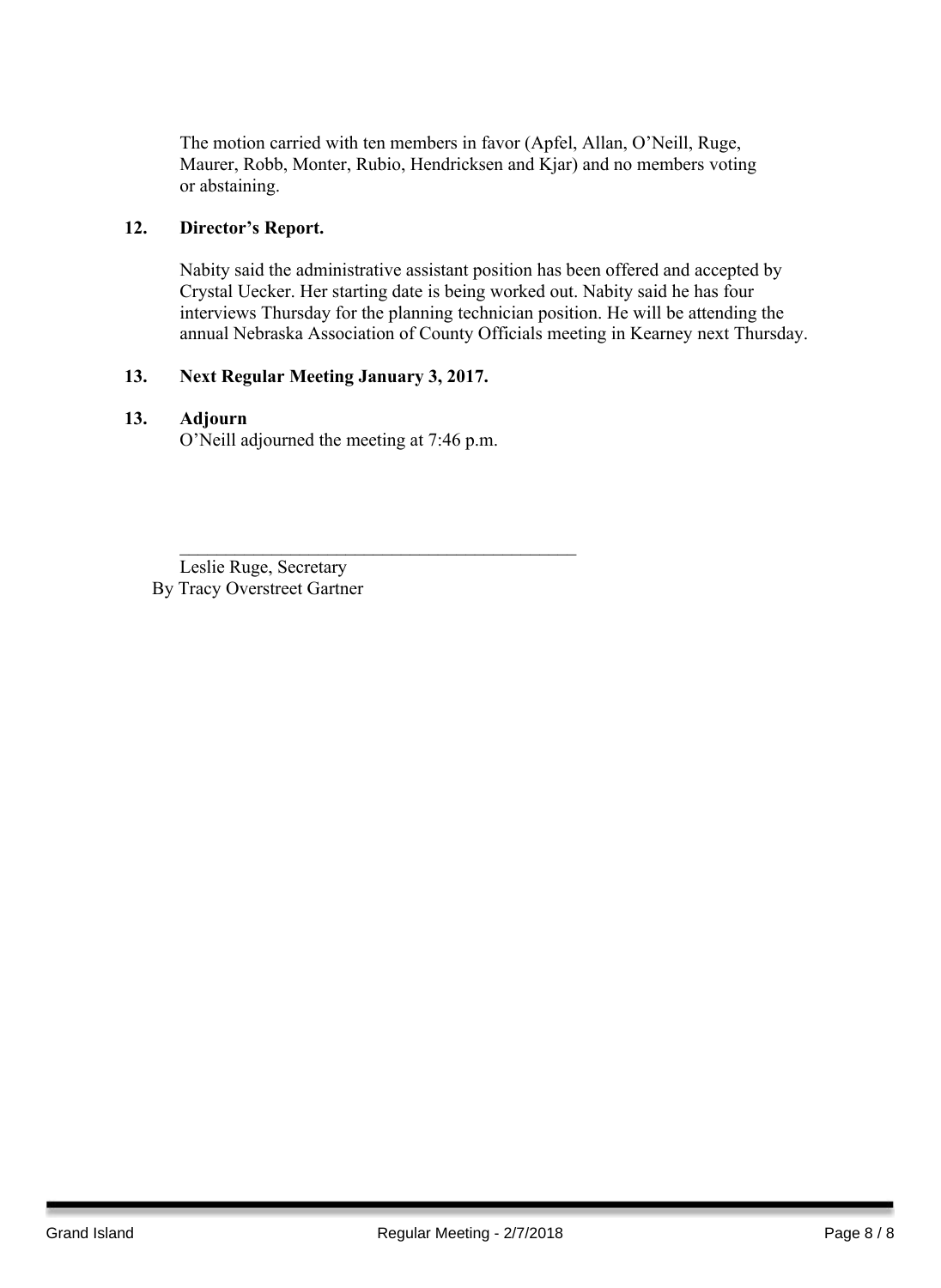The motion carried with ten members in favor (Apfel, Allan, O'Neill, Ruge, Maurer, Robb, Monter, Rubio, Hendricksen and Kjar) and no members voting or abstaining.

**12. Director's Report.**

Nabity said the administrative assistant position has been offered and accepted by Crystal Uecker. Her starting date is being worked out. Nabity said he has four interviews Thursday for the planning technician position. He will be attending the annual Nebraska Association of County Officials meeting in Kearney next Thursday.

**13. Next Regular Meeting January 3, 2017.**

**13. Adjourn**

O'Neill adjourned the meeting at 7:46 p.m.

\_\_\_\_\_\_\_\_\_\_\_\_\_\_\_\_\_\_\_\_\_\_\_\_\_\_\_\_\_\_\_\_\_\_\_\_\_\_\_\_\_\_\_\_

Leslie Ruge, Secretary

By Tracy Overstreet Gartner